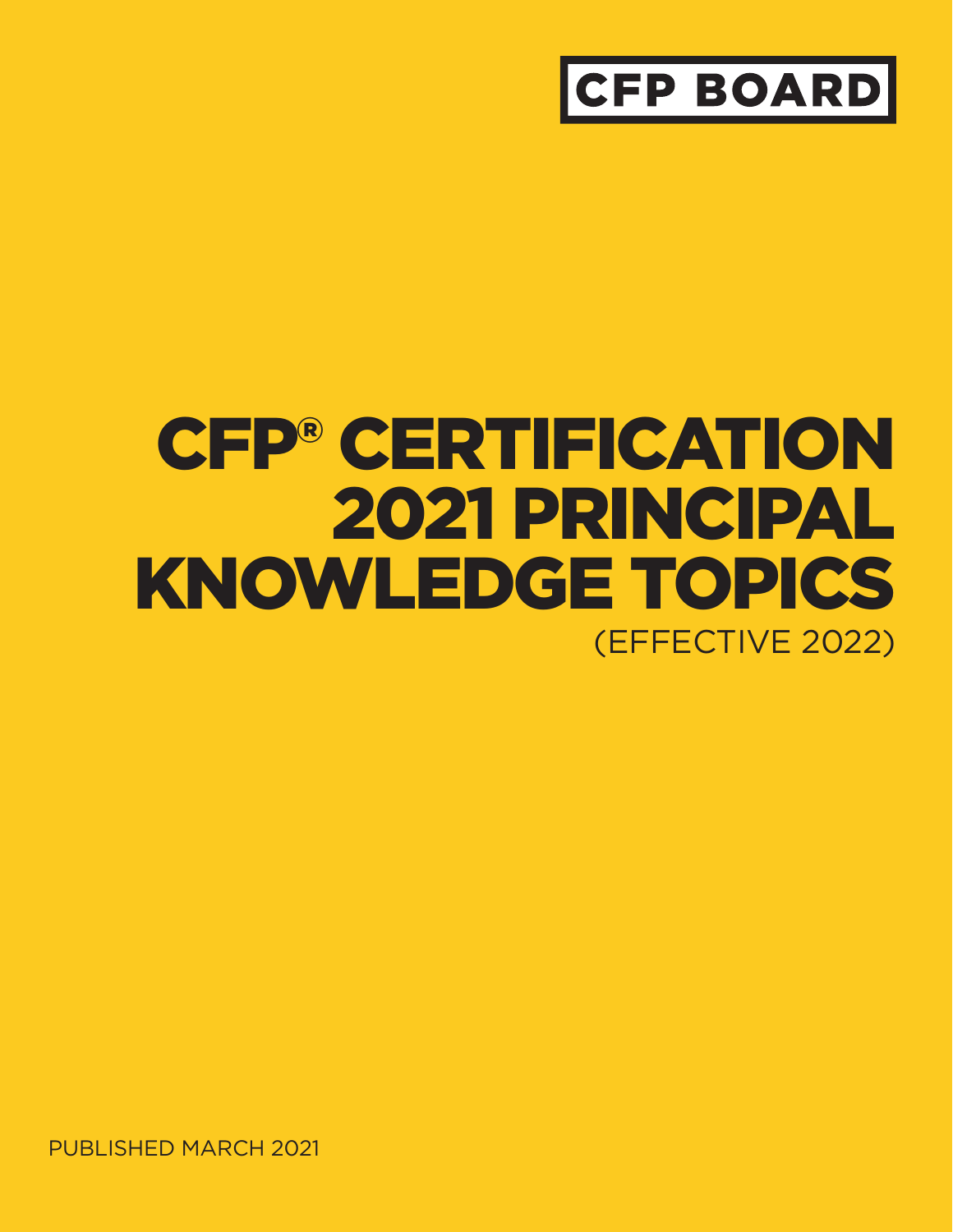CFP BOARD

# CFP® CERTIFICATION 2021 PRINCIPAL KNOWLEDGE TOPICS

(EFFECTIVE 2022)

PUBLISHED MARCH 2021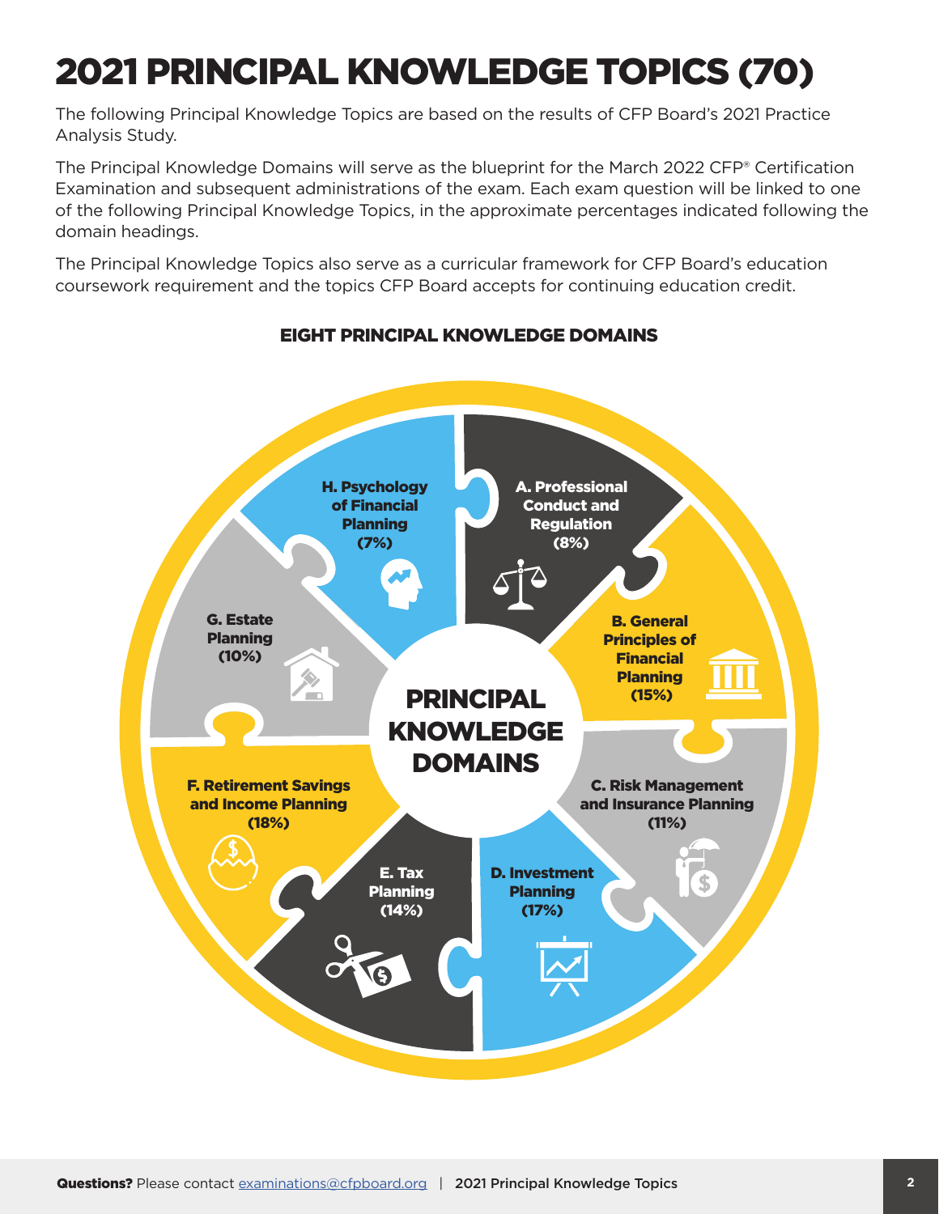# 2021 PRINCIPAL KNOWLEDGE TOPICS (70)

The following Principal Knowledge Topics are based on the results of CFP Board's 2021 Practice Analysis Study.

The Principal Knowledge Domains will serve as the blueprint for the March 2022 CFP® Certification Examination and subsequent administrations of the exam. Each exam question will be linked to one of the following Principal Knowledge Topics, in the approximate percentages indicated following the domain headings.

The Principal Knowledge Topics also serve as a curricular framework for CFP Board's education coursework requirement and the topics CFP Board accepts for continuing education credit.

## EIGHT PRINCIPAL KNOWLEDGE DOMAINS

**PRINCIPAL KNOWLEDGE DOMAINS**

- **A. Professional Conduct and Regulation (8%)**
- **B. General Principles of Financial Planning (15%)**
- **C. Risk Management and Insurance Planning (11%)**
- **D. Investment Planning (17%)**
- **E. Tax Planning (14%)**
- **F. Retirement Savings and Income Planning (18%)**
- **G. Estate Planning (10%)**
- **H. Psychology of Financial Planning (7%)**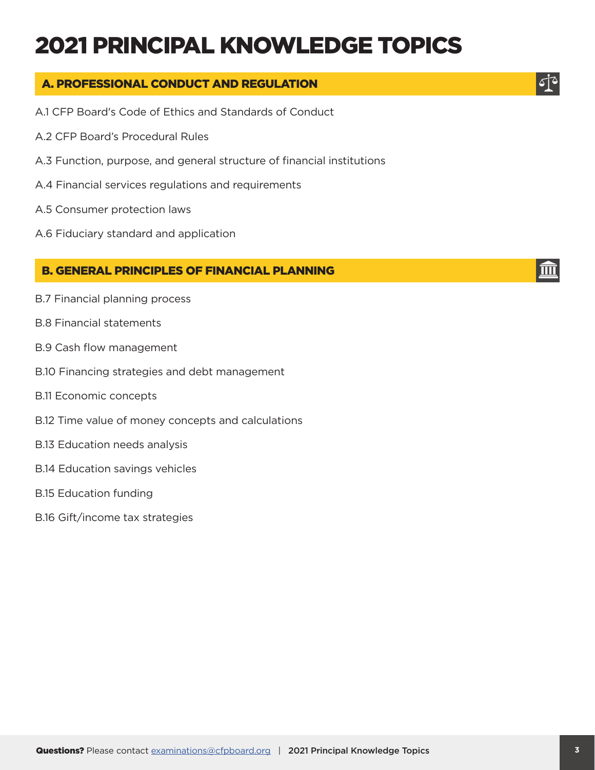# 2021 PRINCIPAL KNOWLEDGE TOPICS

## A. PROFESSIONAL CONDUCT AND REGULATION

A.1 CFP Board's Code of Ethics and Standards of Conduct

A.2 CFP Board's Procedural Rules

A.3 Function, purpose, and general structure of financial institutions

A.4 Financial services regulations and requirements

A.5 Consumer protection laws

A.6 Fiduciary standard and application

## B. GENERAL PRINCIPLES OF FINANCIAL PLANNING

B.7 Financial planning process

B.8 Financial statements

B.9 Cash flow management

B.10 Financing strategies and debt management

B.11 Economic concepts

B.12 Time value of money concepts and calculations

B.13 Education needs analysis

B.14 Education savings vehicles

B.15 Education funding

B.16 Gift/income tax strategies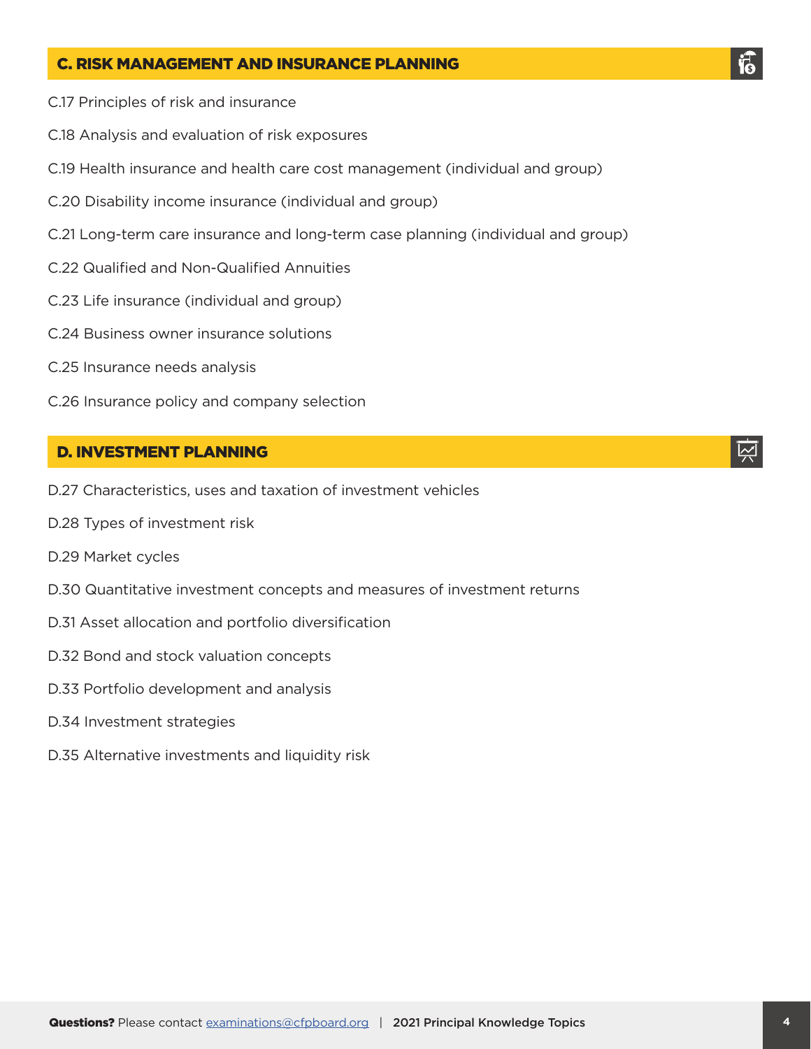## C. RISK MANAGEMENT AND INSURANCE PLANNING

C.17 Principles of risk and insurance

C.18 Analysis and evaluation of risk exposures

C.19 Health insurance and health care cost management (individual and group)

C.20 Disability income insurance (individual and group)

C.21 Long-term care insurance and long-term case planning (individual and group)

C.22 Qualified and Non-Qualified Annuities

C.23 Life insurance (individual and group)

C.24 Business owner insurance solutions

C.25 Insurance needs analysis

C.26 Insurance policy and company selection

## D. INVESTMENT PLANNING

D.27 Characteristics, uses and taxation of investment vehicles

D.28 Types of investment risk

D.29 Market cycles

D.30 Quantitative investment concepts and measures of investment returns

D.31 Asset allocation and portfolio diversification

D.32 Bond and stock valuation concepts

D.33 Portfolio development and analysis

D.34 Investment strategies

D.35 Alternative investments and liquidity risk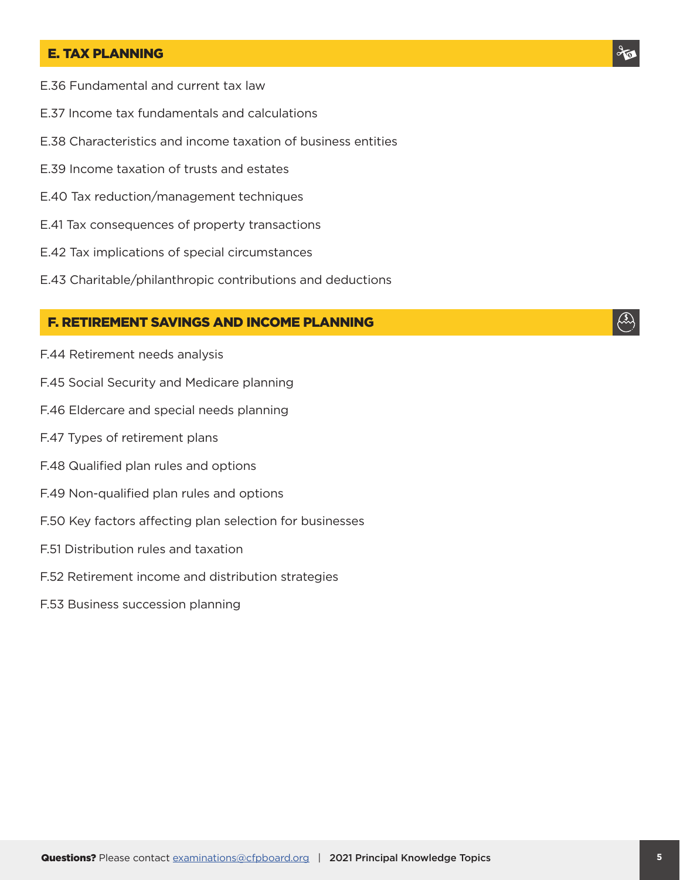## E. TAX PLANNING

E.36 Fundamental and current tax law

E.37 Income tax fundamentals and calculations

E.38 Characteristics and income taxation of business entities

E.39 Income taxation of trusts and estates

E.40 Tax reduction/management techniques

E.41 Tax consequences of property transactions

E.42 Tax implications of special circumstances

E.43 Charitable/philanthropic contributions and deductions

## F. RETIREMENT SAVINGS AND INCOME PLANNING

F.44 Retirement needs analysis

F.45 Social Security and Medicare planning

F.46 Eldercare and special needs planning

F.47 Types of retirement plans

F.48 Qualified plan rules and options

F.49 Non-qualified plan rules and options

F.50 Key factors affecting plan selection for businesses

F.51 Distribution rules and taxation

F.52 Retirement income and distribution strategies

F.53 Business succession planning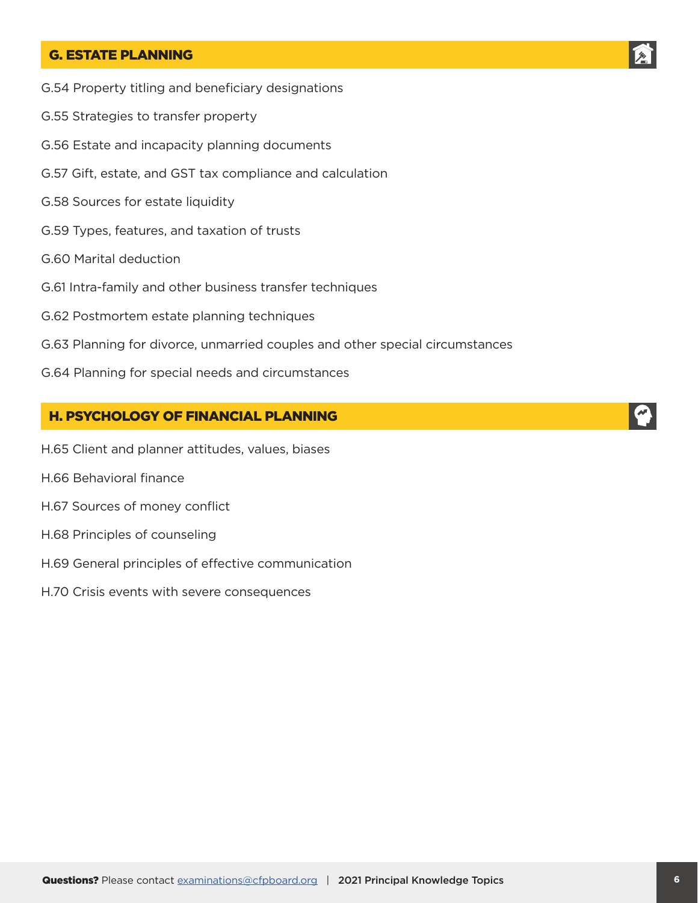## G. ESTATE PLANNING

G.54 Property titling and beneficiary designations

G.55 Strategies to transfer property

G.56 Estate and incapacity planning documents

G.57 Gift, estate, and GST tax compliance and calculation

G.58 Sources for estate liquidity

G.59 Types, features, and taxation of trusts

G.60 Marital deduction

G.61 Intra-family and other business transfer techniques

G.62 Postmortem estate planning techniques

G.63 Planning for divorce, unmarried couples and other special circumstances

G.64 Planning for special needs and circumstances

## H. PSYCHOLOGY OF FINANCIAL PLANNING

H.65 Client and planner attitudes, values, biases

H.66 Behavioral finance

H.67 Sources of money conflict

H.68 Principles of counseling

H.69 General principles of effective communication

H.70 Crisis events with severe consequences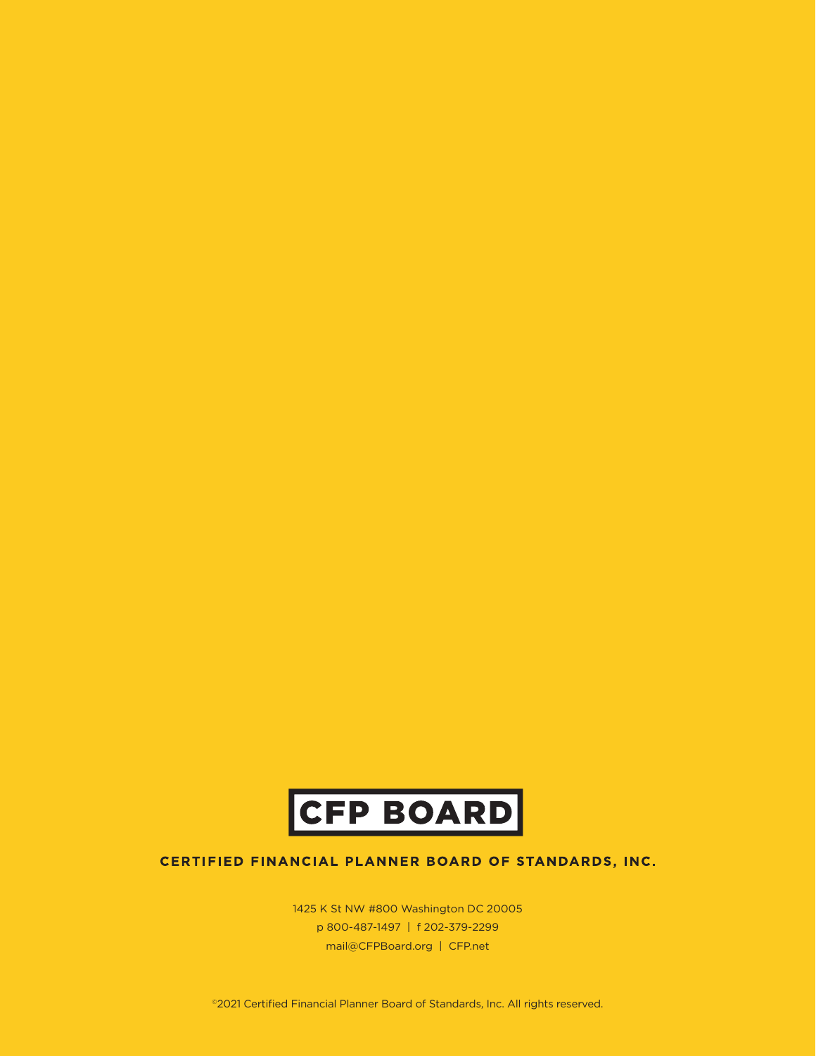CFP BOARD

**CERTIFIED FINANCIAL PLANNER BOARD OF STANDARDS, INC.**

1425 K St NW #800 Washington DC 20005
p 800-487-1497 | f 202-379-2299
mail@CFPBoard.org | CFP.net

©2021 Certified Financial Planner Board of Standards, Inc. All rights reserved.